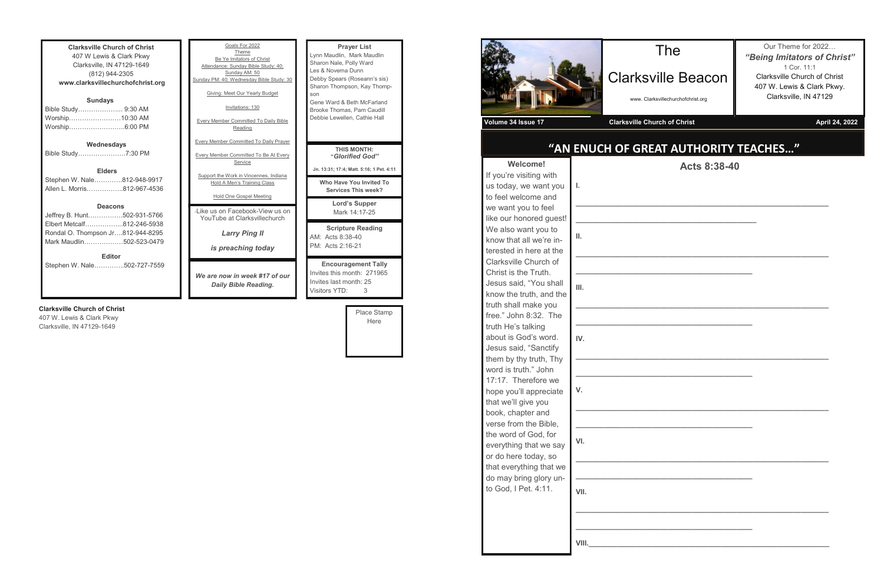**Clarksville Church of Christ**
407 W Lewis & Clark Pkwy
Clarksville, IN 47129-1649
(812) 944-2305
**www.clarksvillechurchofchrist.org**

**Sundays**
Bible Study………………... 9:30 AM
Worship……………………10:30 AM
Worship……………………..6:00 PM

**Wednesdays**
Bible Study………………….7:30 PM

**Elders**
Stephen W. Nale………….812-948-9917
Allen L. Morris……………..812-967-4536

**Deacons**
Jeffrey B. Hunt…………….502-931-5766
Elbert Metcalf……………...812-246-5938
Rondal O. Thompson Jr….812-944-8295
Mark Maudlin………………502-523-0479

**Editor**
Stephen W. Nale…………..502-727-7559

Goals For 2022
Theme
Be Ye Imitators of Christ
Attendance: Sunday Bible Study: 40; Sunday AM: 50
Sunday PM: 40; Wednesday Bible Study: 30

Giving: Meet Our Yearly Budget

Invitations: 130

Every Member Committed To Daily Bible Reading

Every Member Committed To Daily Prayer

Every Member Committed To Be At Every Service

Support the Work in Vincennes, Indiana
Hold A Men's Training Class

Hold One Gospel Meeting

-Like us on Facebook-View us on YouTube at Clarksvillechurch

***Larry Ping II***

***is preaching today***

***We are now in week #17 of our Daily Bible Reading.***

**Prayer List**
Lynn Maudlin, Mark Maudlin
Sharon Nale, Polly Ward
Les & Novema Dunn
Debby Spears (Roseann's sis)
Sharon Thompson, Kay Thompson
Gene Ward & Beth McFarland
Brooke Thomas, Pam Caudill
Debbie Lewellen, Cathie Hall

**THIS MONTH:**
**"*Glorified God*"**
**Jn. 13:31; 17:4; Matt. 5:16; 1 Pet. 4:11**

**Who Have You Invited To Services This week?**

**Lord's Supper**
Mark 14:17-25

**Scripture Reading**
AM: Acts 8:38-40
PM: Acts 2:16-21

**Encouragement Tally**
Invites this month: 271965
Invites last month: 25
Visitors YTD: 3

**Clarksville Church of Christ**
407 W. Lewis & Clark Pkwy
Clarksville, IN 47129-1649

Place Stamp Here

# The Clarksville Beacon

www. Clarksvillechurchofchrist.org

Our Theme for 2022…
***"Being Imitators of Christ"***
1 Cor. 11:1
Clarksville Church of Christ
407 W. Lewis & Clark Pkwy.
Clarksville, IN 47129

**Volume 34 Issue 17** | **Clarksville Church of Christ** | **April 24, 2022**

## "AN ENUCH OF GREAT AUTHORITY TEACHES…"

**Welcome!**
If you're visiting with us today, we want you to feel welcome and we want you to feel like our honored guest! We also want you to know that all we're interested in here at the Clarksville Church of Christ is the Truth. Jesus said, "You shall know the truth, and the truth shall make you free." John 8:32. The truth He's talking about is God's word. Jesus said, "Sanctify them by thy truth, Thy word is truth." John 17:17. Therefore we hope you'll appreciate that we'll give you book, chapter and verse from the Bible, the word of God, for everything that we say or do here today, so that everything that we do may bring glory unto God, I Pet. 4:11.

### Acts 8:38-40

**I.** ________________________________________________
________________________________

**II.** ________________________________________________
________________________________

**III.** ________________________________________________
________________________________

**IV.** ________________________________________________
________________________________

**V.** ________________________________________________
________________________________

**VI.** ________________________________________________
________________________________

**VII.** ________________________________________________
________________________________

**VIII.**________________________________________________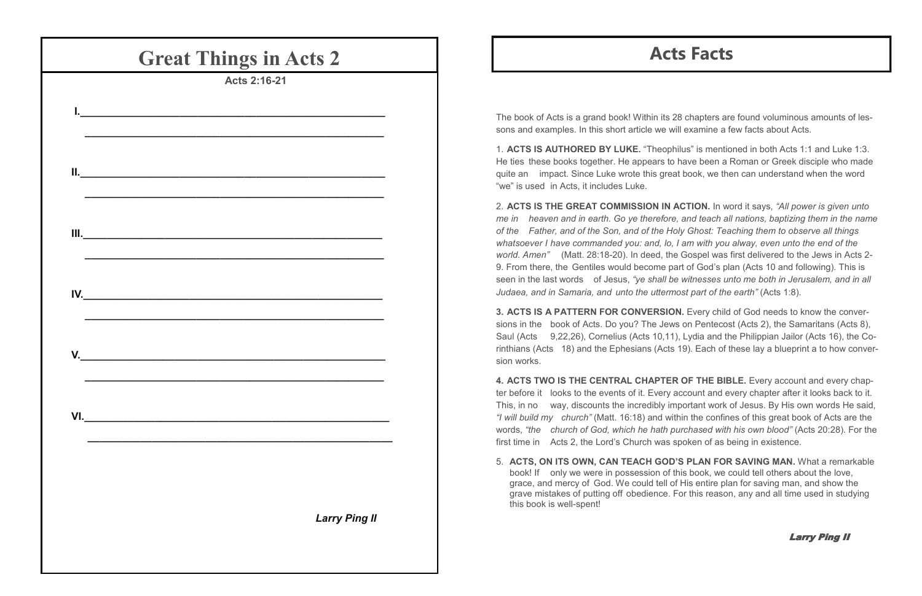# Great Things in Acts 2

**Acts 2:16-21**

**I.**\_\_\_\_\_\_\_\_\_\_\_\_\_\_\_\_\_\_\_\_\_\_\_\_\_\_\_\_\_\_\_\_\_\_\_\_\_\_\_\_\_\_\_\_\_\_\_\_

\_\_\_\_\_\_\_\_\_\_\_\_\_\_\_\_\_\_\_\_\_\_\_\_\_\_\_\_\_\_\_\_\_\_\_\_\_\_\_\_\_\_\_\_\_\_\_\_

**II.**\_\_\_\_\_\_\_\_\_\_\_\_\_\_\_\_\_\_\_\_\_\_\_\_\_\_\_\_\_\_\_\_\_\_\_\_\_\_\_\_\_\_\_\_\_\_\_\_

\_\_\_\_\_\_\_\_\_\_\_\_\_\_\_\_\_\_\_\_\_\_\_\_\_\_\_\_\_\_\_\_\_\_\_\_\_\_\_\_\_\_\_\_\_\_\_\_

**III.**\_\_\_\_\_\_\_\_\_\_\_\_\_\_\_\_\_\_\_\_\_\_\_\_\_\_\_\_\_\_\_\_\_\_\_\_\_\_\_\_\_\_\_\_\_\_\_\_

\_\_\_\_\_\_\_\_\_\_\_\_\_\_\_\_\_\_\_\_\_\_\_\_\_\_\_\_\_\_\_\_\_\_\_\_\_\_\_\_\_\_\_\_\_\_\_\_

**IV.**\_\_\_\_\_\_\_\_\_\_\_\_\_\_\_\_\_\_\_\_\_\_\_\_\_\_\_\_\_\_\_\_\_\_\_\_\_\_\_\_\_\_\_\_\_\_\_\_

\_\_\_\_\_\_\_\_\_\_\_\_\_\_\_\_\_\_\_\_\_\_\_\_\_\_\_\_\_\_\_\_\_\_\_\_\_\_\_\_\_\_\_\_\_\_\_\_

**V.**\_\_\_\_\_\_\_\_\_\_\_\_\_\_\_\_\_\_\_\_\_\_\_\_\_\_\_\_\_\_\_\_\_\_\_\_\_\_\_\_\_\_\_\_\_\_\_\_

\_\_\_\_\_\_\_\_\_\_\_\_\_\_\_\_\_\_\_\_\_\_\_\_\_\_\_\_\_\_\_\_\_\_\_\_\_\_\_\_\_\_\_\_\_\_\_\_

**VI.**\_\_\_\_\_\_\_\_\_\_\_\_\_\_\_\_\_\_\_\_\_\_\_\_\_\_\_\_\_\_\_\_\_\_\_\_\_\_\_\_\_\_\_\_\_\_\_\_

\_\_\_\_\_\_\_\_\_\_\_\_\_\_\_\_\_\_\_\_\_\_\_\_\_\_\_\_\_\_\_\_\_\_\_\_\_\_\_\_\_\_\_\_\_\_\_\_

***Larry Ping II***

# Acts Facts

The book of Acts is a grand book! Within its 28 chapters are found voluminous amounts of lessons and examples. In this short article we will examine a few facts about Acts.

1. **ACTS IS AUTHORED BY LUKE.** "Theophilus" is mentioned in both Acts 1:1 and Luke 1:3. He ties these books together. He appears to have been a Roman or Greek disciple who made quite an impact. Since Luke wrote this great book, we then can understand when the word "we" is used in Acts, it includes Luke.

2. **ACTS IS THE GREAT COMMISSION IN ACTION.** In word it says, *"All power is given unto me in heaven and in earth. Go ye therefore, and teach all nations, baptizing them in the name of the Father, and of the Son, and of the Holy Ghost: Teaching them to observe all things whatsoever I have commanded you: and, lo, I am with you alway, even unto the end of the world. Amen"* (Matt. 28:18-20). In deed, the Gospel was first delivered to the Jews in Acts 2-9. From there, the Gentiles would become part of God's plan (Acts 10 and following). This is seen in the last words of Jesus, *"ye shall be witnesses unto me both in Jerusalem, and in all Judaea, and in Samaria, and unto the uttermost part of the earth"* (Acts 1:8).

3. **ACTS IS A PATTERN FOR CONVERSION.** Every child of God needs to know the conversions in the book of Acts. Do you? The Jews on Pentecost (Acts 2), the Samaritans (Acts 8), Saul (Acts 9,22,26), Cornelius (Acts 10,11), Lydia and the Philippian Jailor (Acts 16), the Corinthians (Acts 18) and the Ephesians (Acts 19). Each of these lay a blueprint a to how conversion works.

4. **ACTS TWO IS THE CENTRAL CHAPTER OF THE BIBLE.** Every account and every chapter before it looks to the events of it. Every account and every chapter after it looks back to it. This, in no way, discounts the incredibly important work of Jesus. By His own words He said, *"I will build my church"* (Matt. 16:18) and within the confines of this great book of Acts are the words, *"the church of God, which he hath purchased with his own blood"* (Acts 20:28). For the first time in Acts 2, the Lord's Church was spoken of as being in existence.

5. **ACTS, ON ITS OWN, CAN TEACH GOD'S PLAN FOR SAVING MAN.** What a remarkable book! If only we were in possession of this book, we could tell others about the love, grace, and mercy of God. We could tell of His entire plan for saving man, and show the grave mistakes of putting off obedience. For this reason, any and all time used in studying this book is well-spent!

***Larry Ping II***